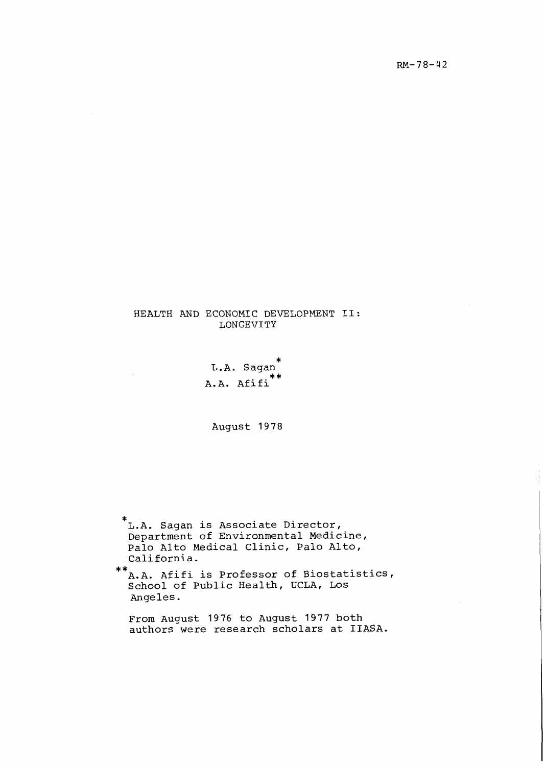RM-78-42

# HEALTH AND ECONOMIC DEVELOPMENT II: LONGEVITY

L.A. Sagan*

A.A. Afifi**

August 1978

*L.A. Sagan is Associate Director, Department of Environmental Medicine, Palo Alto Medical Clinic, Palo Alto, California.

**A.A. Afifi is Professor of Biostatistics, School of Public Health, UCLA, Los Angeles.

From August 1976 to August 1977 both authors were research scholars at IIASA.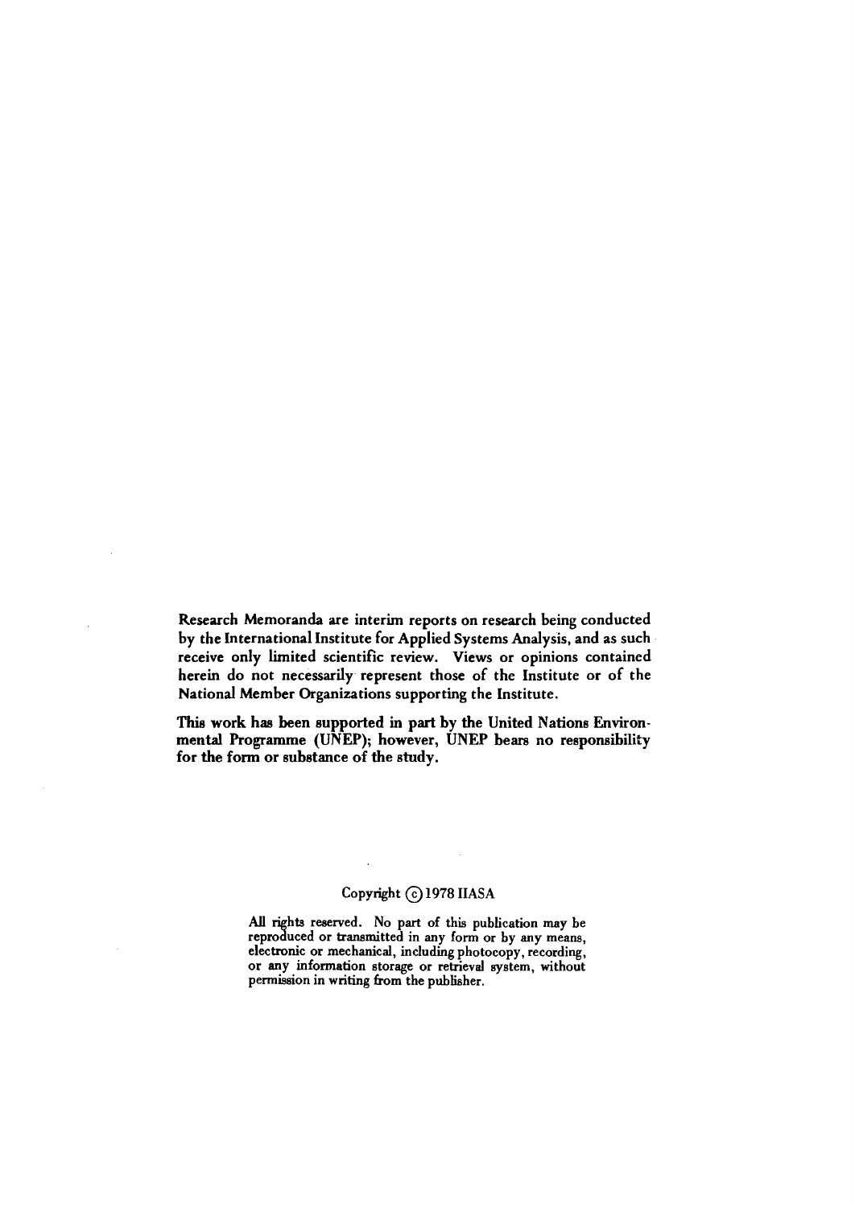Research Memoranda are interim reports on research being conducted by the International Institute for Applied Systems Analysis, and as such receive only limited scientific review. Views or opinions contained herein do not necessarily represent those of the Institute or of the National Member Organizations supporting the Institute.

**This work has been supported in part by the United Nations Environmental Programme (UNEP); however, UNEP bears no responsibility for the form or substance of the study.**

Copyright © 1978 IIASA

All rights reserved. No part of this publication may be reproduced or transmitted in any form or by any means, electronic or mechanical, including photocopy, recording, or any information storage or retrieval system, without permission in writing from the publisher.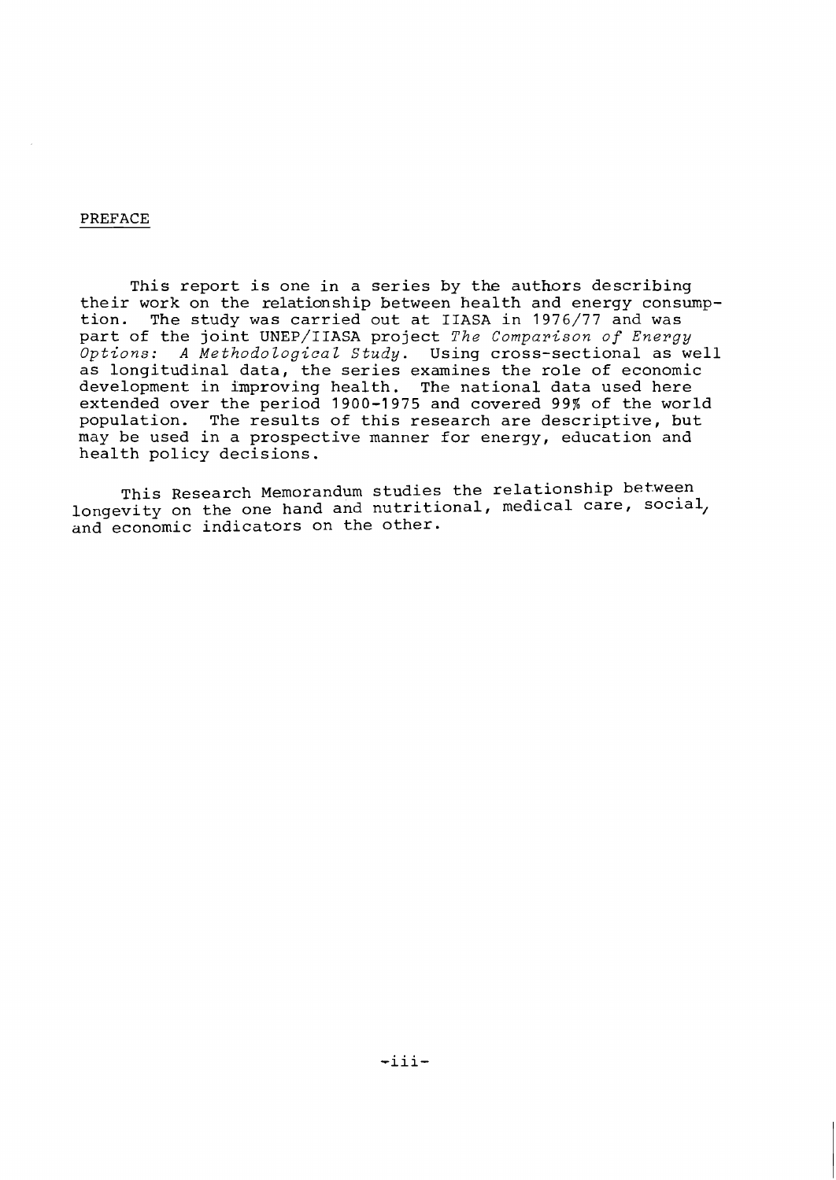# PREFACE

This report is one in a series by the authors describing their work on the relationship between health and energy consumption. The study was carried out at IIASA in 1976/77 and was part of the joint UNEP/IIASA project *The Comparison of Energy Options: A Methodological Study*. Using cross-sectional as well as longitudinal data, the series examines the role of economic development in improving health. The national data used here extended over the period 1900-1975 and covered 99% of the world population. The results of this research are descriptive, but may be used in a prospective manner for energy, education and health policy decisions.

This Research Memorandum studies the relationship between longevity on the one hand and nutritional, medical care, social, and economic indicators on the other.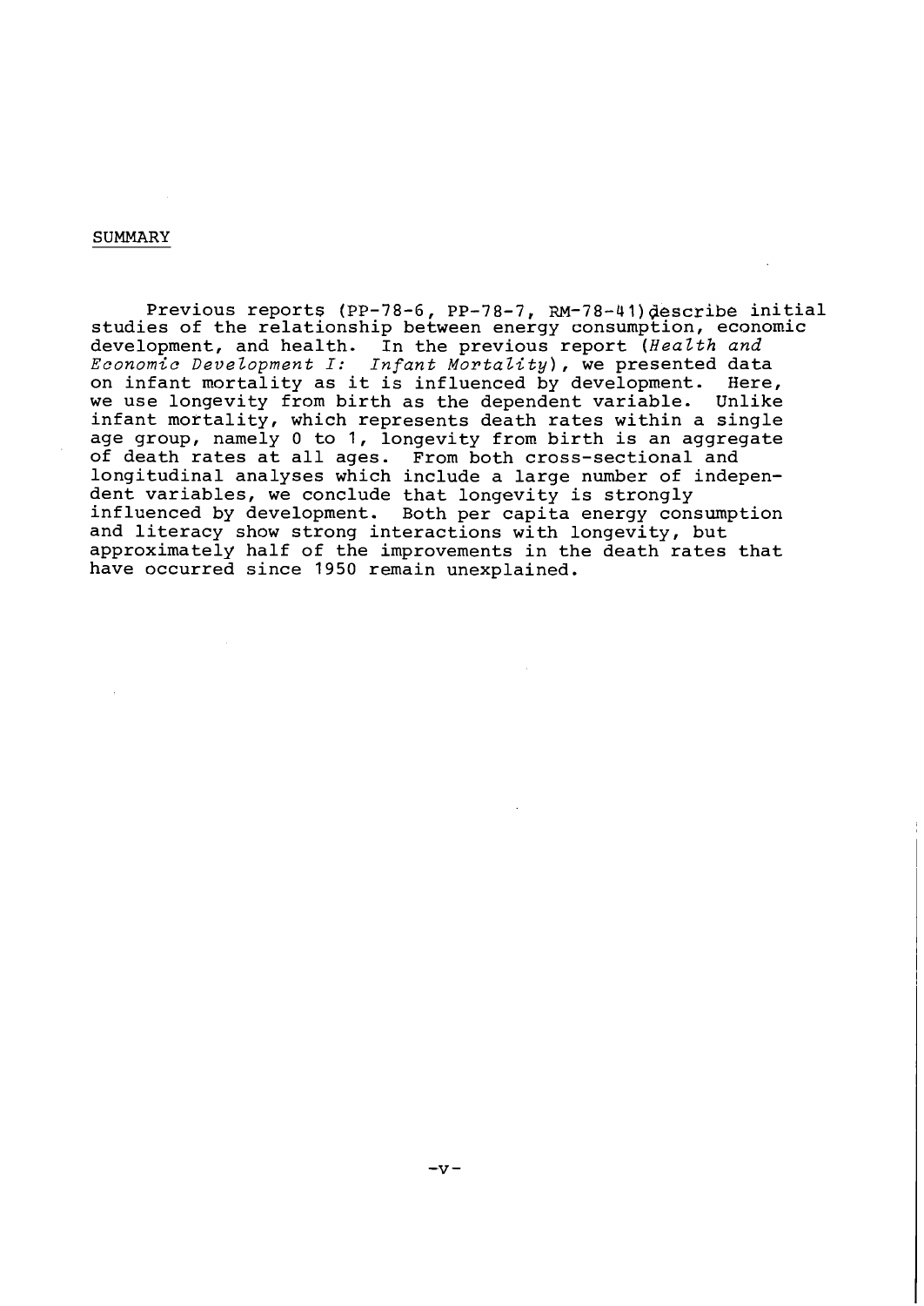## SUMMARY

Previous reports (PP-78-6, PP-78-7, RM-78-41) describe initial studies of the relationship between energy consumption, economic development, and health. In the previous report (*Health and Economic Development I: Infant Mortality*), we presented data on infant mortality as it is influenced by development. Here, we use longevity from birth as the dependent variable. Unlike infant mortality, which represents death rates within a single age group, namely 0 to 1, longevity from birth is an aggregate of death rates at all ages. From both cross-sectional and longitudinal analyses which include a large number of independent variables, we conclude that longevity is strongly influenced by development. Both per capita energy consumption and literacy show strong interactions with longevity, but approximately half of the improvements in the death rates that have occurred since 1950 remain unexplained.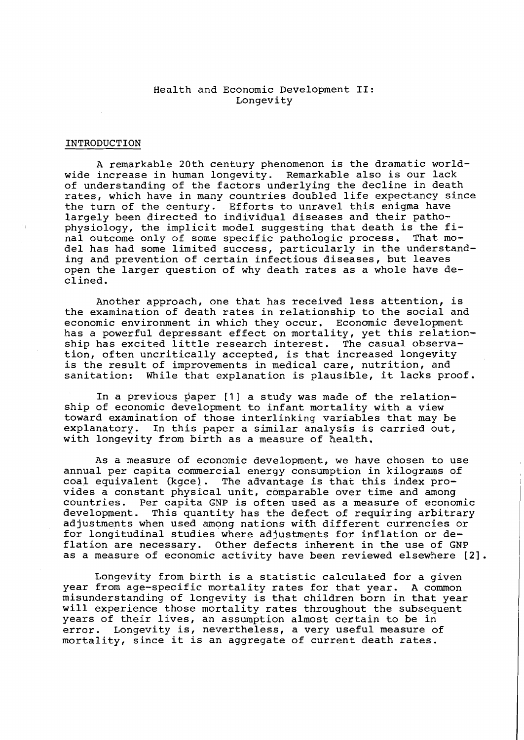# Health and Economic Development II: Longevity

## INTRODUCTION

A remarkable 20th century phenomenon is the dramatic world-wide increase in human longevity. Remarkable also is our lack of understanding of the factors underlying the decline in death rates, which have in many countries doubled life expectancy since the turn of the century. Efforts to unravel this enigma have largely been directed to individual diseases and their pathophysiology, the implicit model suggesting that death is the final outcome only of some specific pathologic process. That model has had some limited success, particularly in the understanding and prevention of certain infectious diseases, but leaves open the larger question of why death rates as a whole have declined.

Another approach, one that has received less attention, is the examination of death rates in relationship to the social and economic environment in which they occur. Economic development has a powerful depressant effect on mortality, yet this relationship has excited little research interest. The casual observation, often uncritically accepted, is that increased longevity is the result of improvements in medical care, nutrition, and sanitation: While that explanation is plausible, it lacks proof.

In a previous paper [1] a study was made of the relationship of economic development to infant mortality with a view toward examination of those interlinking variables that may be explanatory. In this paper a similar analysis is carried out, with longevity from birth as a measure of health.

As a measure of economic development, we have chosen to use annual per capita commercial energy consumption in kilograms of coal equivalent (kgce). The advantage is that this index provides a constant physical unit, comparable over time and among countries. Per capita GNP is often used as a measure of economic development. This quantity has the defect of requiring arbitrary adjustments when used among nations with different currencies or for longitudinal studies where adjustments for inflation or deflation are necessary. Other defects inherent in the use of GNP as a measure of economic activity have been reviewed elsewhere [2].

Longevity from birth is a statistic calculated for a given year from age-specific mortality rates for that year. A common misunderstanding of longevity is that children born in that year will experience those mortality rates throughout the subsequent years of their lives, an assumption almost certain to be in error. Longevity is, nevertheless, a very useful measure of mortality, since it is an aggregate of current death rates.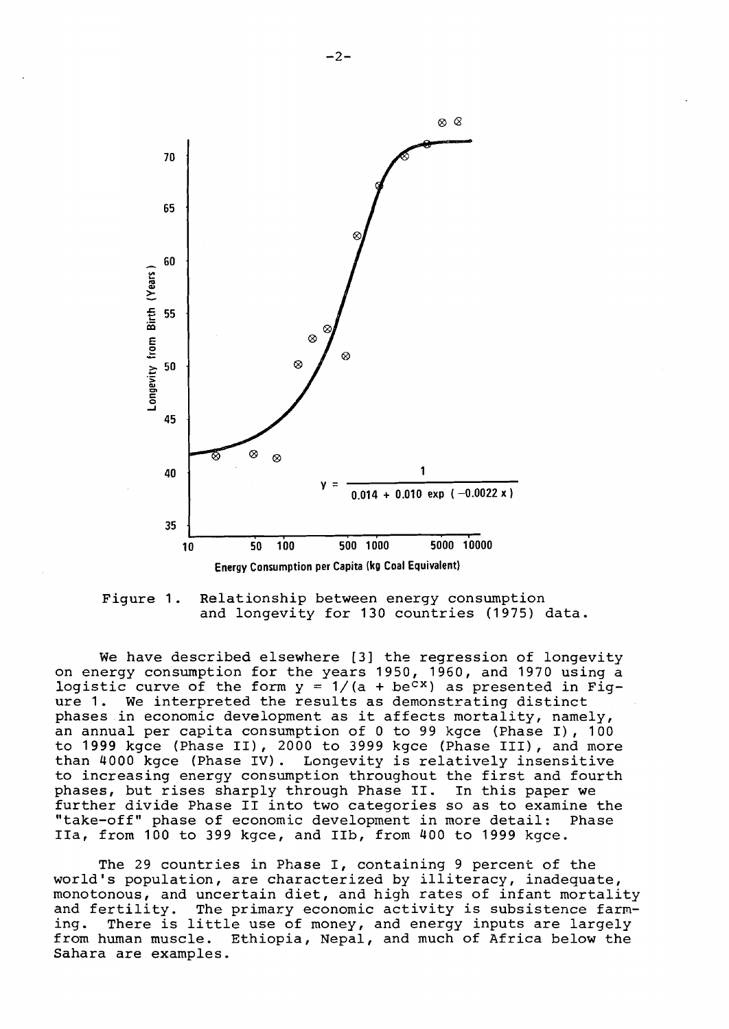Figure 1. Relationship between energy consumption and longevity for 130 countries (1975) data.

We have described elsewhere [3] the regression of longevity on energy consumption for the years 1950, 1960, and 1970 using a logistic curve of the form $y = 1/(a + be^{cx})$ as presented in Figure 1. We interpreted the results as demonstrating distinct phases in economic development as it affects mortality, namely, an annual per capita consumption of 0 to 99 kgce (Phase I), 100 to 1999 kgce (Phase II), 2000 to 3999 kgce (Phase III), and more than 4000 kgce (Phase IV). Longevity is relatively insensitive to increasing energy consumption throughout the first and fourth phases, but rises sharply through Phase II. In this paper we further divide Phase II into two categories so as to examine the "take-off" phase of economic development in more detail: Phase IIa, from 100 to 399 kgce, and IIb, from 400 to 1999 kgce.

The 29 countries in Phase I, containing 9 percent of the world's population, are characterized by illiteracy, inadequate, monotonous, and uncertain diet, and high rates of infant mortality and fertility. The primary economic activity is subsistence farming. There is little use of money, and energy inputs are largely from human muscle. Ethiopia, Nepal, and much of Africa below the Sahara are examples.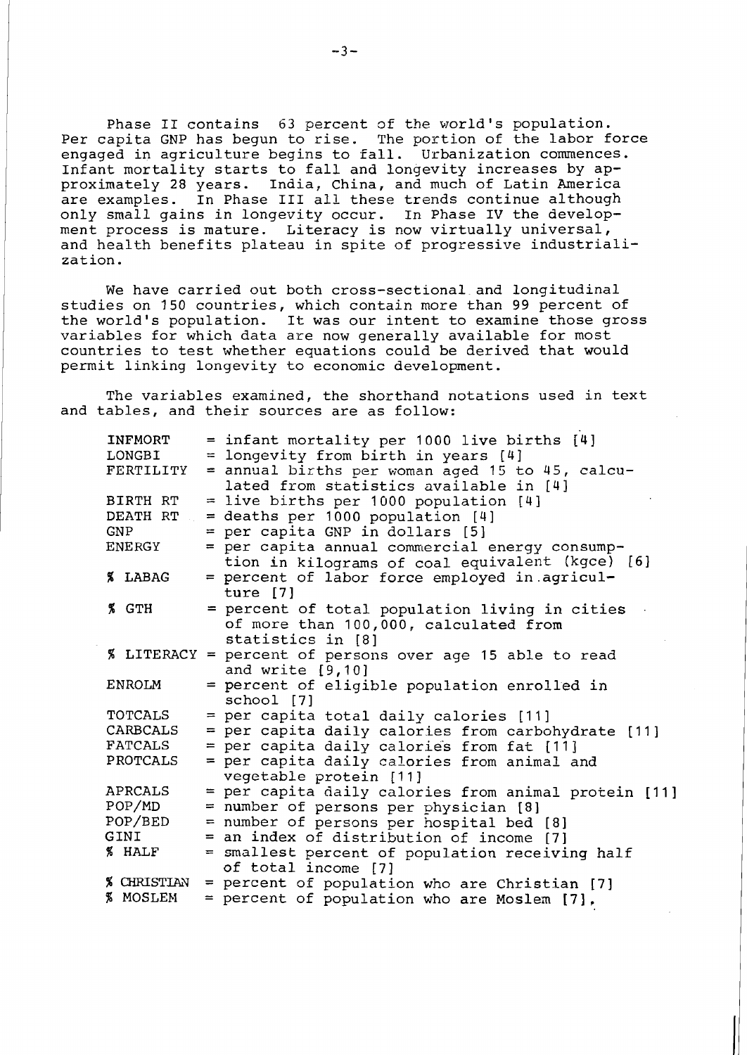Phase II contains 63 percent of the world's population. Per capita GNP has begun to rise. The portion of the labor force engaged in agriculture begins to fall. Urbanization commences. Infant mortality starts to fall and longevity increases by approximately 28 years. India, China, and much of Latin America are examples. In Phase III all these trends continue although only small gains in longevity occur. In Phase IV the development process is mature. Literacy is now virtually universal, and health benefits plateau in spite of progressive industrialization.

We have carried out both cross-sectional and longitudinal studies on 150 countries, which contain more than 99 percent of the world's population. It was our intent to examine those gross variables for which data are now generally available for most countries to test whether equations could be derived that would permit linking longevity to economic development.

The variables examined, the shorthand notations used in text and tables, and their sources are as follow:

| | |
|---|---|
| INFMORT | = infant mortality per 1000 live births [4] |
| LONGBI | = longevity from birth in years [4] |
| FERTILITY | = annual births per woman aged 15 to 45, calculated from statistics available in [4] |
| BIRTH RT | = live births per 1000 population [4] |
| DEATH RT | = deaths per 1000 population [4] |
| GNP | = per capita GNP in dollars [5] |
| ENERGY | = per capita annual commercial energy consumption in kilograms of coal equivalent (kgce) [6] |
| % LABAG | = percent of labor force employed in agriculture [7] |
| % GTH | = percent of total population living in cities of more than 100,000, calculated from statistics in [8] |
| % LITERACY | = percent of persons over age 15 able to read and write [9,10] |
| ENROLM | = percent of eligible population enrolled in school [7] |
| TOTCALS | = per capita total daily calories [11] |
| CARBCALS | = per capita daily calories from carbohydrate [11] |
| FATCALS | = per capita daily calories from fat [11] |
| PROTCALS | = per capita daily calories from animal and vegetable protein [11] |
| APRCALS | = per capita daily calories from animal protein [11] |
| POP/MD | = number of persons per physician [8] |
| POP/BED | = number of persons per hospital bed [8] |
| GINI | = an index of distribution of income [7] |
| % HALF | = smallest percent of population receiving half of total income [7] |
| % CHRISTIAN | = percent of population who are Christian [7] |
| % MOSLEM | = percent of population who are Moslem [7]. |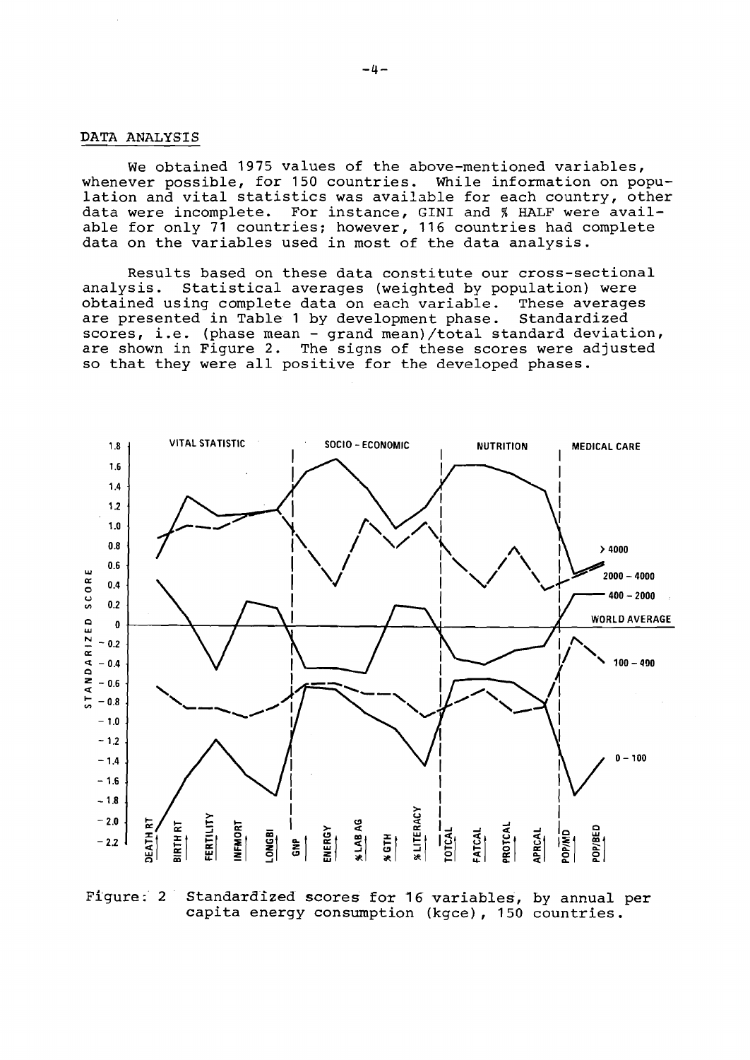## DATA ANALYSIS

We obtained 1975 values of the above-mentioned variables, whenever possible, for 150 countries. While information on population and vital statistics was available for each country, other data were incomplete. For instance, GINI and % HALF were available for only 71 countries; however, 116 countries had complete data on the variables used in most of the data analysis.

Results based on these data constitute our cross-sectional analysis. Statistical averages (weighted by population) were obtained using complete data on each variable. These averages are presented in Table 1 by development phase. Standardized scores, i.e. (phase mean - grand mean)/total standard deviation, are shown in Figure 2. The signs of these scores were adjusted so that they were all positive for the developed phases.

Figure: 2 Standardized scores for 16 variables, by annual per capita energy consumption (kgce), 150 countries.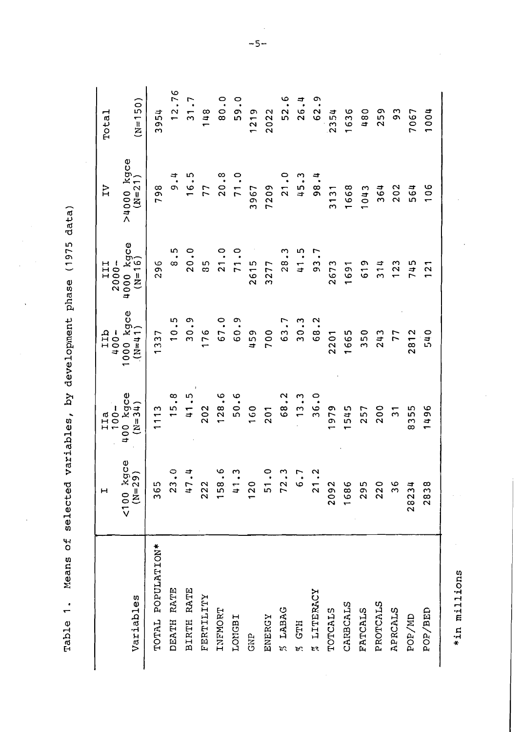Table 1. Means of selected variables, by development phase (1975 data)

| Variables | I <100 kgce (N=29) | IIa 100-400 kgce (N=34) | IIb 400-1000 kgce (N=41) | III 2000-4000 kgce (N=16) | IV >4000 kgce (N=21) | Total (N=150) |
|---|---|---|---|---|---|---|
| TOTAL POPULATION* | 365 | 1113 | 1337 | 296 | 798 | 3954 |
| DEATH RATE | 23.0 | 15.8 | 10.5 | 8.5 | 9.4 | 12.76 |
| BIRTH RATE | 47.4 | 41.5 | 30.9 | 20.0 | 16.5 | 31.7 |
| FERTILITY | 222 | 202 | 176 | 85 | 77 | 148 |
| INFMORT | 158.6 | 128.6 | 67.0 | 21.0 | 20.8 | 80.0 |
| LONGBI | 41.3 | 50.6 | 60.9 | 71.0 | 71.0 | 59.0 |
| GNP | 120 | 160 | 459 | 2615 | 3967 | 1219 |
| ENERGY | 51.0 | 201 | 700 | 3277 | 7209 | 2022 |
| % LABAG | 72.3 | 68.2 | 63.7 | 28.3 | 21.0 | 52.6 |
| % GTH | 6.7 | 13.3 | 30.3 | 41.5 | 45.3 | 26.4 |
| % LITERACY | 21.2 | 36.0 | 68.2 | 93.7 | 98.4 | 62.9 |
| TOTCALS | 2092 | 1979 | 2201 | 2673 | 3131 | 2354 |
| CARBCALS | 1686 | 1545 | 1665 | 1691 | 1668 | 1636 |
| FATCALS | 295 | 257 | 350 | 619 | 1043 | 480 |
| PROTCALS | 220 | 200 | 243 | 314 | 364 | 259 |
| APRCALS | 36 | 31 | 77 | 123 | 202 | 93 |
| POP/MD | 28234 | 8355 | 2812 | 745 | 564 | 7067 |
| POP/BED | 2838 | 1496 | 540 | 121 | 106 | 1004 |

*in millions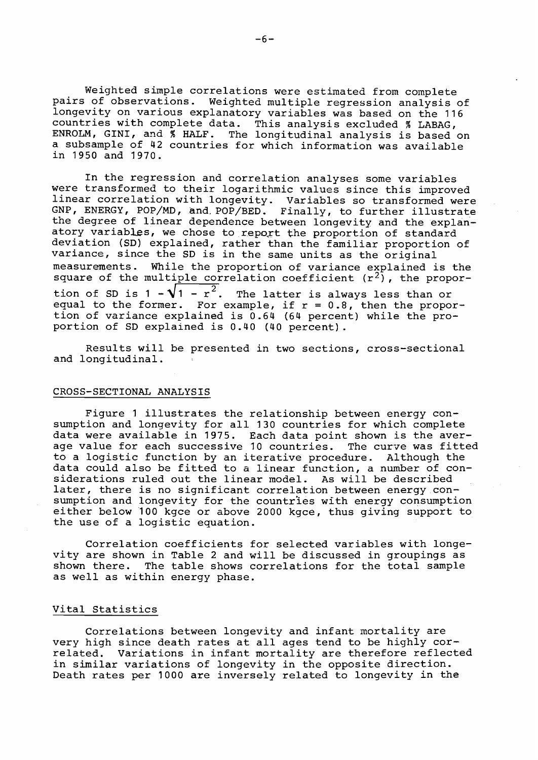Weighted simple correlations were estimated from complete pairs of observations. Weighted multiple regression analysis of longevity on various explanatory variables was based on the 116 countries with complete data. This analysis excluded % LABAG, ENROLM, GINI, and % HALF. The longitudinal analysis is based on a subsample of 42 countries for which information was available in 1950 and 1970.

In the regression and correlation analyses some variables were transformed to their logarithmic values since this improved linear correlation with longevity. Variables so transformed were GNP, ENERGY, POP/MD, and POP/BED. Finally, to further illustrate the degree of linear dependence between longevity and the explanatory variables, we chose to report the proportion of standard deviation (SD) explained, rather than the familiar proportion of variance, since the SD is in the same units as the original measurements. While the proportion of variance explained is the square of the multiple correlation coefficient ($r^2$), the proportion of SD is $1 - \sqrt{1 - r^2}$. The latter is always less than or equal to the former. For example, if $r = 0.8$, then the proportion of variance explained is 0.64 (64 percent) while the proportion of SD explained is 0.40 (40 percent).

Results will be presented in two sections, cross-sectional and longitudinal.

## CROSS-SECTIONAL ANALYSIS

Figure 1 illustrates the relationship between energy consumption and longevity for all 130 countries for which complete data were available in 1975. Each data point shown is the average value for each successive 10 countries. The curve was fitted to a logistic function by an iterative procedure. Although the data could also be fitted to a linear function, a number of considerations ruled out the linear model. As will be described later, there is no significant correlation between energy consumption and longevity for the countries with energy consumption either below 100 kgce or above 2000 kgce, thus giving support to the use of a logistic equation.

Correlation coefficients for selected variables with longevity are shown in Table 2 and will be discussed in groupings as shown there. The table shows correlations for the total sample as well as within energy phase.

### Vital Statistics

Correlations between longevity and infant mortality are very high since death rates at all ages tend to be highly correlated. Variations in infant mortality are therefore reflected in similar variations of longevity in the opposite direction. Death rates per 1000 are inversely related to longevity in the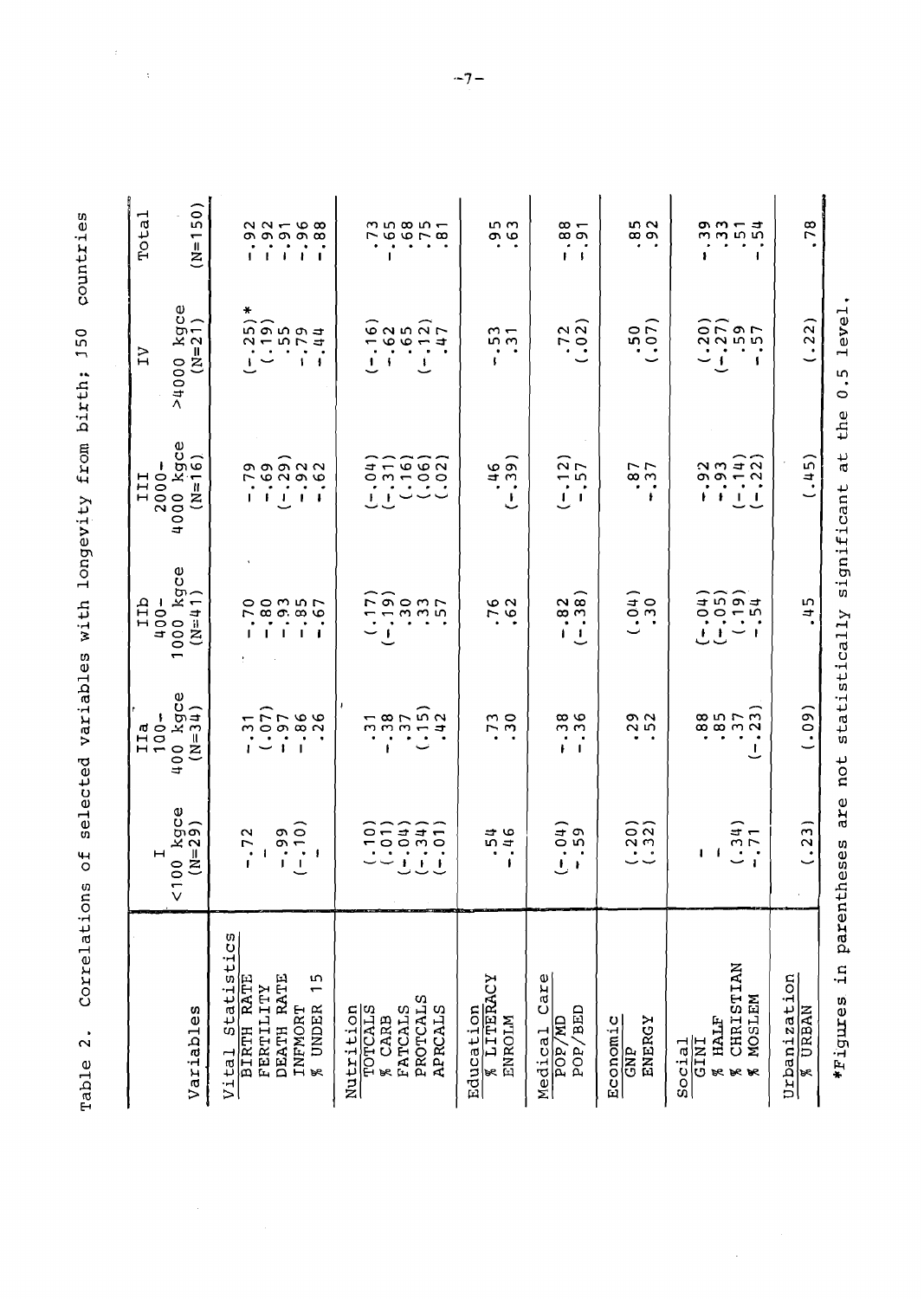Table 2. Correlations of selected variables with longevity from birth; 150 countries

| Variables | I <100 kgce (N=29) | IIa 100-400 kgce (N=34) | IIb 400-1000 kgce (N=41) | III 2000-4000 kgce (N=16) | IV >4000 kgce (N=21) | Total (N=150) |
|---|---|---|---|---|---|---|
| **Vital Statistics** | | | | | | |
| BIRTH RATE | -.72 | -.31 | -.70 | -.79 | (-.25)* | -.92 |
| FERTILITY | - | (.07) | -.80 | -.69 | (.19) | -.92 |
| DEATH RATE | -.99 | -.97 | -.93 | (-.29) | .55 | -.91 |
| INFMORT | (-.10) | -.86 | -.85 | -.92 | -.79 | -.96 |
| % UNDER 15 | - | .26 | -.67 | -.62 | -.44 | -.88 |
| **Nutrition** | | | | | | |
| TOTCALS | (.10) | .31 | (.17) | (-.04) | (-.16) | .73 |
| % CARB | (.01) | -.38 | (-.19) | (-.31) | -.62 | -.65 |
| FATCALS | (-.04) | .37 | .30 | (.16) | .65 | .68 |
| PROTCALS | (-.34) | (-.15) | .33 | (.06) | (-.12) | .75 |
| APRCALS | (-.01) | .42 | .57 | (.02) | .47 | .81 |
| **Education** | | | | | | |
| % LITERACY | .54 | .73 | .76 | .46 | -.53 | .95 |
| ENROLM | -.46 | .30 | .62 | (-.39) | .31 | .63 |
| **Medical Care** | | | | | | |
| POP/MD | (-.04) | -.38 | -.82 | (-.12) | .72 | -.88 |
| POP/BED | -.59 | -.36 | (-.38) | -.57 | (.02) | -.91 |
| **Economic** | | | | | | |
| GNP | (.20) | .29 | (.04) | .87 | .50 | .85 |
| ENERGY | (.32) | .52 | .30 | -.37 | (.07) | .92 |
| **Social** | | | | | | |
| GINI | - | .88 | (-.04) | -.92 | (.20) | -.39 |
| % HALF | - | .85 | (-.05) | -.93 | (-.27) | .33 |
| % CHRISTIAN | (.34) | .37 | (.19) | (-.14) | .59 | .51 |
| % MOSLEM | -.71 | (-.23) | -.54 | (-.22) | -.57 | -.54 |
| **Urbanization** | | | | | | |
| % URBAN | (.23) | (.09) | .45 | (.45) | (.22) | .78 |

*Figures in parentheses are not statistically significant at the 0.5 level.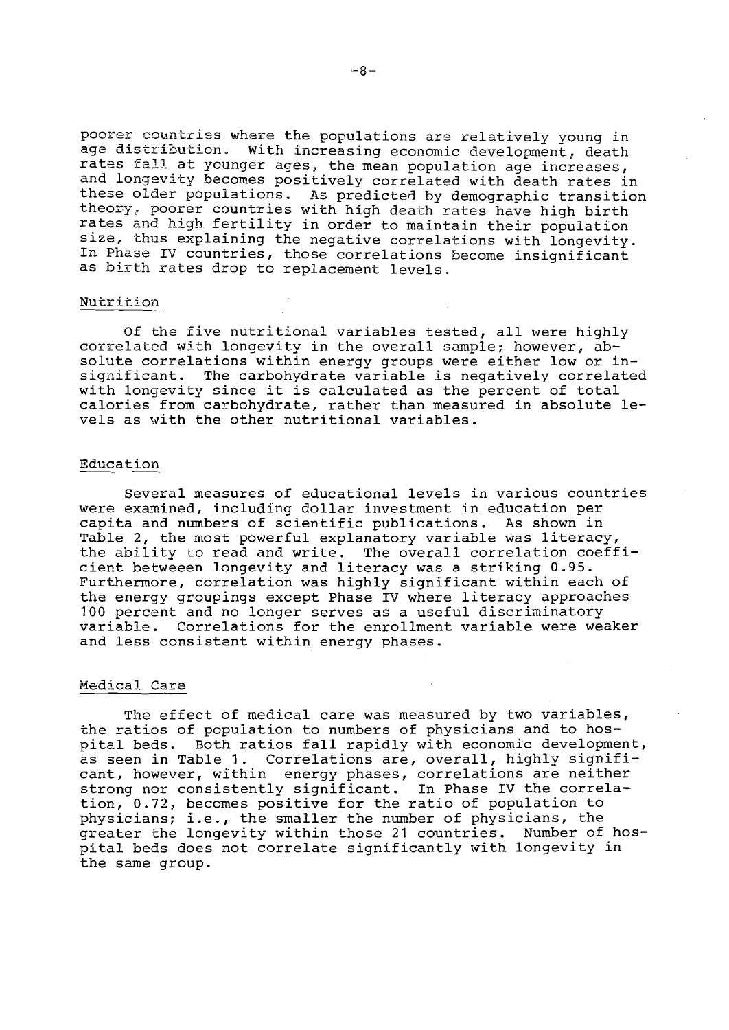poorer countries where the populations are relatively young in age distribution. With increasing economic development, death rates fall at younger ages, the mean population age increases, and longevity becomes positively correlated with death rates in these older populations. As predicted by demographic transition theory, poorer countries with high death rates have high birth rates and high fertility in order to maintain their population size, thus explaining the negative correlations with longevity. In Phase IV countries, those correlations become insignificant as birth rates drop to replacement levels.

## Nutrition

Of the five nutritional variables tested, all were highly correlated with longevity in the overall sample; however, absolute correlations within energy groups were either low or insignificant. The carbohydrate variable is negatively correlated with longevity since it is calculated as the percent of total calories from carbohydrate, rather than measured in absolute levels as with the other nutritional variables.

## Education

Several measures of educational levels in various countries were examined, including dollar investment in education per capita and numbers of scientific publications. As shown in Table 2, the most powerful explanatory variable was literacy, the ability to read and write. The overall correlation coefficient betweeen longevity and literacy was a striking 0.95. Furthermore, correlation was highly significant within each of the energy groupings except Phase IV where literacy approaches 100 percent and no longer serves as a useful discriminatory variable. Correlations for the enrollment variable were weaker and less consistent within energy phases.

## Medical Care

The effect of medical care was measured by two variables, the ratios of population to numbers of physicians and to hospital beds. Both ratios fall rapidly with economic development, as seen in Table 1. Correlations are, overall, highly significant, however, within energy phases, correlations are neither strong nor consistently significant. In Phase IV the correlation, 0.72, becomes positive for the ratio of population to physicians; i.e., the smaller the number of physicians, the greater the longevity within those 21 countries. Number of hospital beds does not correlate significantly with longevity in the same group.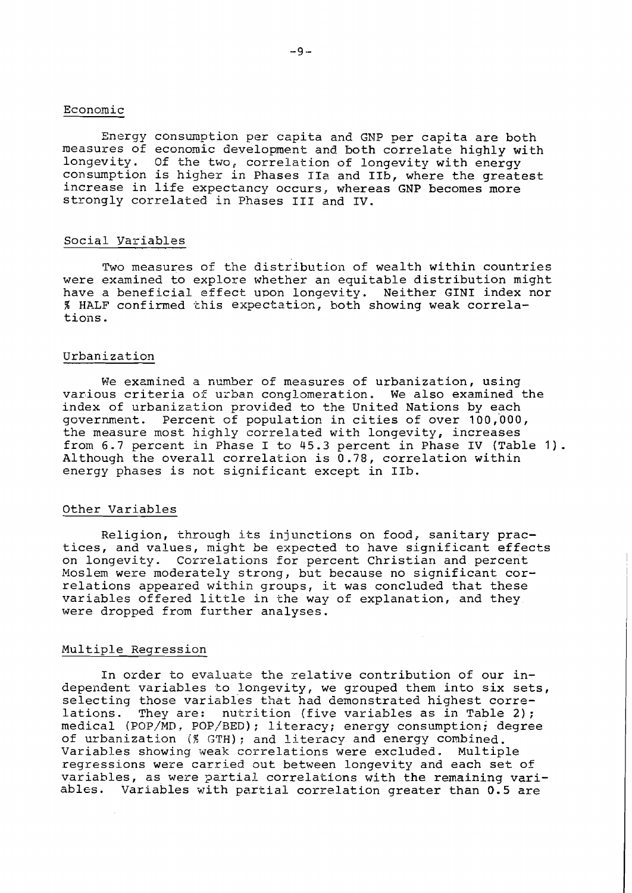### Economic

Energy consumption per capita and GNP per capita are both measures of economic development and both correlate highly with longevity. Of the two, correlation of longevity with energy consumption is higher in Phases IIa and IIb, where the greatest increase in life expectancy occurs, whereas GNP becomes more strongly correlated in Phases III and IV.

### Social Variables

Two measures of the distribution of wealth within countries were examined to explore whether an equitable distribution might have a beneficial effect upon longevity. Neither GINI index nor % HALF confirmed this expectation, both showing weak correlations.

### Urbanization

We examined a number of measures of urbanization, using various criteria of urban conglomeration. We also examined the index of urbanization provided to the United Nations by each government. Percent of population in cities of over 100,000, the measure most highly correlated with longevity, increases from 6.7 percent in Phase I to 45.3 percent in Phase IV (Table 1). Although the overall correlation is 0.78, correlation within energy phases is not significant except in IIb.

### Other Variables

Religion, through its injunctions on food, sanitary practices, and values, might be expected to have significant effects on longevity. Correlations for percent Christian and percent Moslem were moderately strong, but because no significant correlations appeared within groups, it was concluded that these variables offered little in the way of explanation, and they were dropped from further analyses.

### Multiple Regression

In order to evaluate the relative contribution of our independent variables to longevity, we grouped them into six sets, selecting those variables that had demonstrated highest correlations. They are: nutrition (five variables as in Table 2); medical (POP/MD, POP/BED); literacy; energy consumption; degree of urbanization (% GTH); and literacy and energy combined. Variables showing weak correlations were excluded. Multiple regressions were carried out between longevity and each set of variables, as were partial correlations with the remaining variables. Variables with partial correlation greater than 0.5 are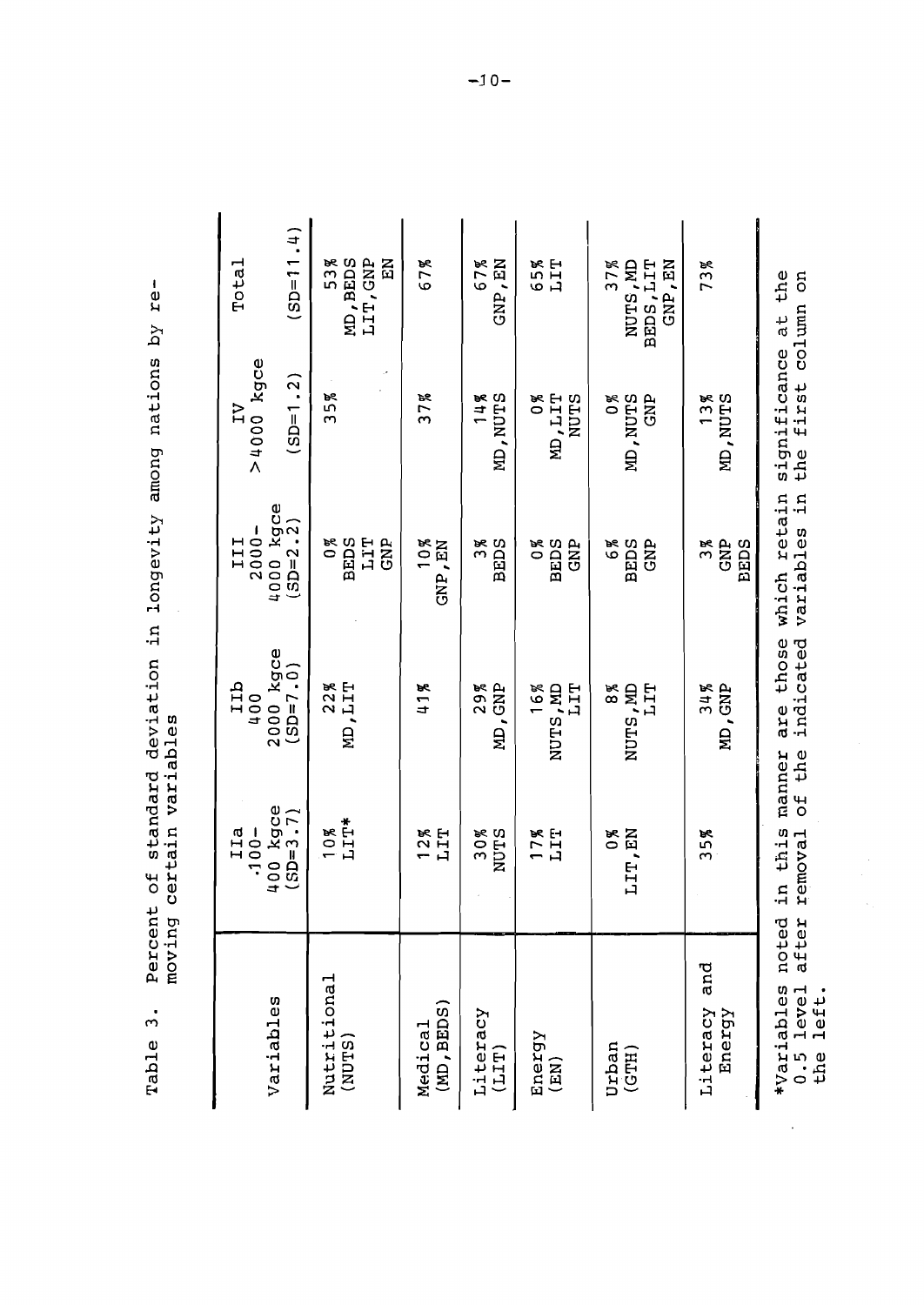Table 3. Percent of standard deviation in longevity among nations by removing certain variables

| Variables | IIa 100-400 kgce (SD=3.7) | IIb 400-2000 kgce (SD=7.0) | III 2000-4000 kgce (SD=2.2) | IV >4000 kgce (SD=1.2) | Total (SD=11.4) |
|---|---|---|---|---|---|
| Nutritional (NUTS) | 10% LIT* | 22% MD,LIT | 0% BEDS LIT GNP | 35% | 53% MD,BEDS LIT,GNP EN |
| Medical (MD,BEDS) | 12% LIT | 41% | 10% GNP,EN | 37% | 67% |
| Literacy (LIT) | 30% NUTS | 29% MD,GNP | 3% BEDS | 14% MD,NUTS | 67% GNP,EN |
| Energy (EN) | 17% LIT | 16% NUTS,MD LIT | 0% BEDS GNP | 0% MD,LIT NUTS | 65% LIT |
| Urban (GTH) | 0% LIT,EN | 8% NUTS,MD LIT | 6% BEDS GNP | 0% MD,NUTS GNP | 37% NUTS,MD BEDS,LIT GNP,EN |
| Literacy and Energy | 35% | 34% MD,GNP | 3% GNP BEDS | 13% MD,NUTS | 73% |

*Variables noted in this manner are those which retain significance at the 0.5 level after removal of the indicated variables in the first column on the left.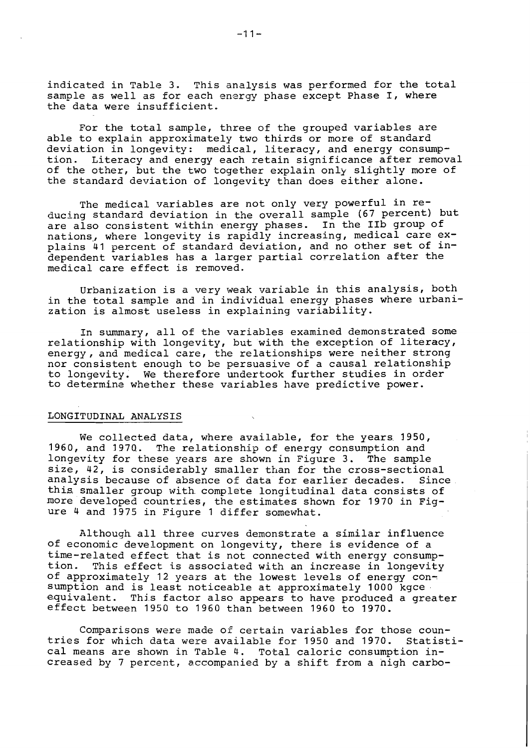indicated in Table 3. This analysis was performed for the total sample as well as for each energy phase except Phase I, where the data were insufficient.

For the total sample, three of the grouped variables are able to explain approximately two thirds or more of standard deviation in longevity: medical, literacy, and energy consumption. Literacy and energy each retain significance after removal of the other, but the two together explain only slightly more of the standard deviation of longevity than does either alone.

The medical variables are not only very powerful in reducing standard deviation in the overall sample (67 percent) but are also consistent within energy phases. In the IIb group of nations, where longevity is rapidly increasing, medical care explains 41 percent of standard deviation, and no other set of independent variables has a larger partial correlation after the medical care effect is removed.

Urbanization is a very weak variable in this analysis, both in the total sample and in individual energy phases where urbanization is almost useless in explaining variability.

In summary, all of the variables examined demonstrated some relationship with longevity, but with the exception of literacy, energy, and medical care, the relationships were neither strong nor consistent enough to be persuasive of a causal relationship to longevity. We therefore undertook further studies in order to determine whether these variables have predictive power.

## LONGITUDINAL ANALYSIS

We collected data, where available, for the years 1950, 1960, and 1970. The relationship of energy consumption and longevity for these years are shown in Figure 3. The sample size, 42, is considerably smaller than for the cross-sectional analysis because of absence of data for earlier decades. Since this smaller group with complete longitudinal data consists of more developed countries, the estimates shown for 1970 in Figure 4 and 1975 in Figure 1 differ somewhat.

Although all three curves demonstrate a similar influence of economic development on longevity, there is evidence of a time-related effect that is not connected with energy consumption. This effect is associated with an increase in longevity of approximately 12 years at the lowest levels of energy consumption and is least noticeable at approximately 1000 kgce equivalent. This factor also appears to have produced a greater effect between 1950 to 1960 than between 1960 to 1970.

Comparisons were made of certain variables for those countries for which data were available for 1950 and 1970. Statistical means are shown in Table 4. Total caloric consumption increased by 7 percent, accompanied by a shift from a high carbo-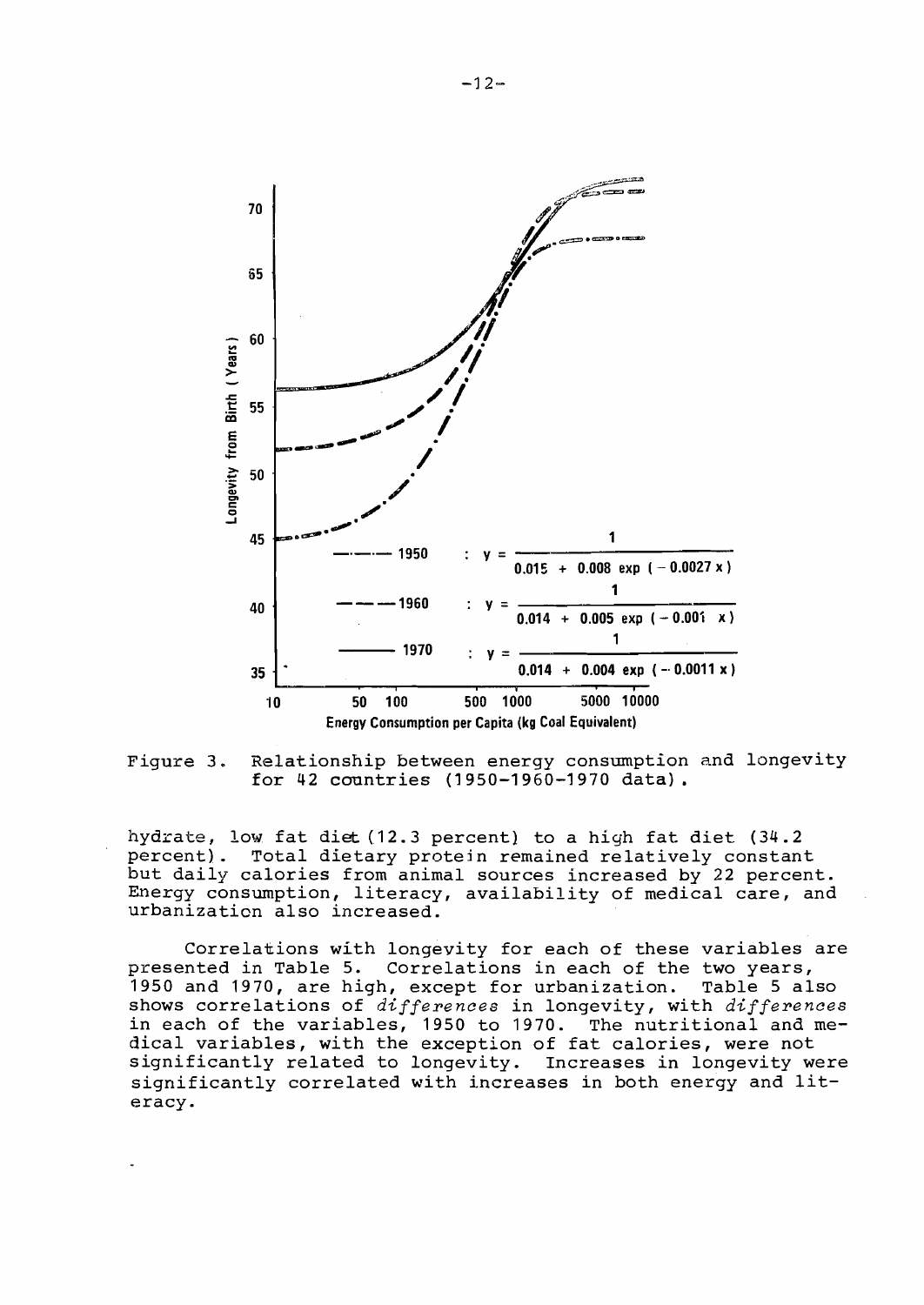Figure 3. Relationship between energy consumption and longevity for 42 countries (1950–1960–1970 data).

hydrate, low fat diet (12.3 percent) to a high fat diet (34.2 percent). Total dietary protein remained relatively constant but daily calories from animal sources increased by 22 percent. Energy consumption, literacy, availability of medical care, and urbanization also increased.

Correlations with longevity for each of these variables are presented in Table 5. Correlations in each of the two years, 1950 and 1970, are high, except for urbanization. Table 5 also shows correlations of *differences* in longevity, with *differences* in each of the variables, 1950 to 1970. The nutritional and medical variables, with the exception of fat calories, were not significantly related to longevity. Increases in longevity were significantly correlated with increases in both energy and literacy.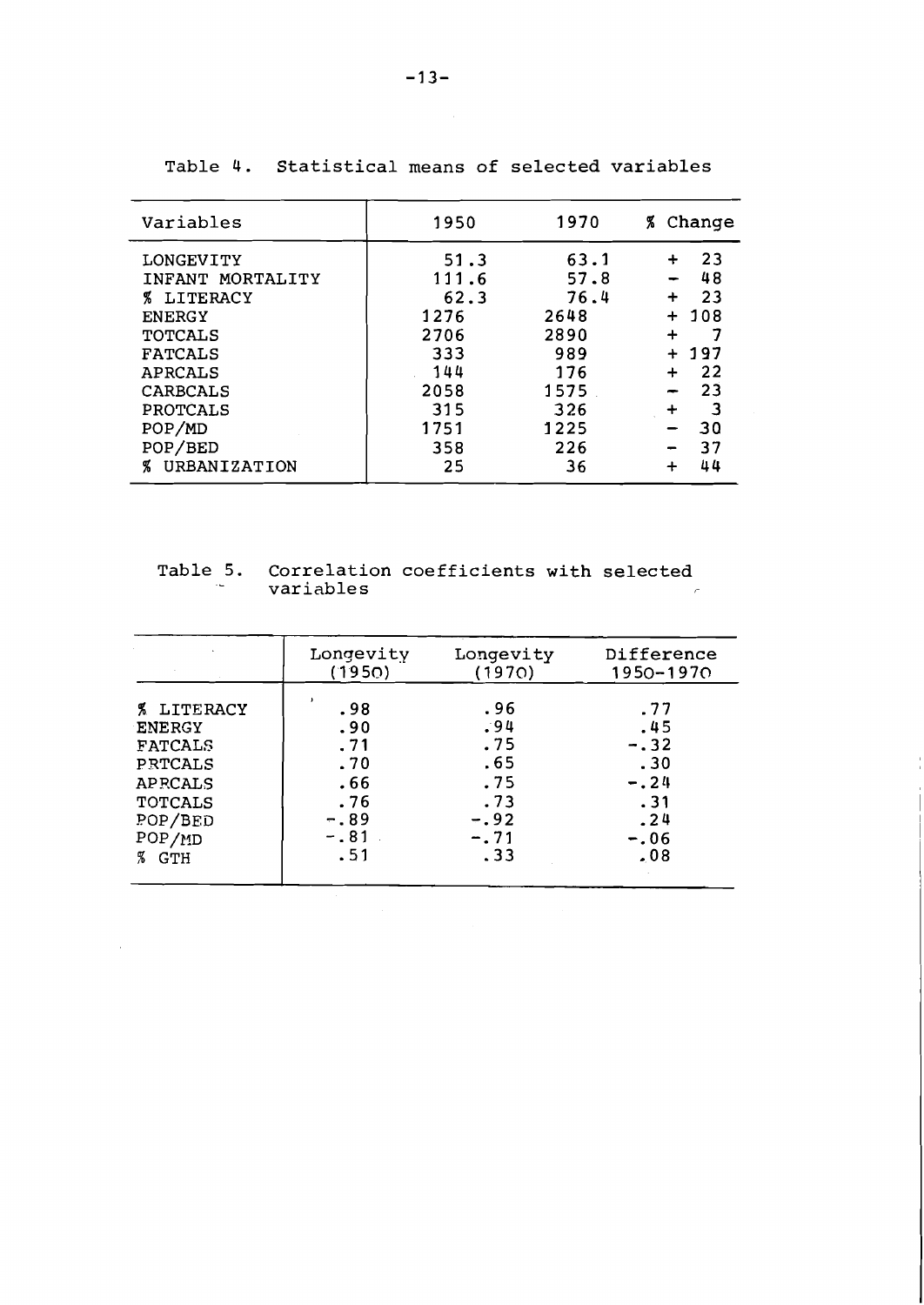Table 4. Statistical means of selected variables

| Variables | 1950 | 1970 | % Change |
|---|---|---|---|
| LONGEVITY | 51.3 | 63.1 | + 23 |
| INFANT MORTALITY | 111.6 | 57.8 | − 48 |
| % LITERACY | 62.3 | 76.4 | + 23 |
| ENERGY | 1276 | 2648 | + 108 |
| TOTCALS | 2706 | 2890 | + 7 |
| FATCALS | 333 | 989 | + 197 |
| APRCALS | 144 | 176 | + 22 |
| CARBCALS | 2058 | 1575 | − 23 |
| PROTCALS | 315 | 326 | + 3 |
| POP/MD | 1751 | 1225 | − 30 |
| POP/BED | 358 | 226 | − 37 |
| % URBANIZATION | 25 | 36 | + 44 |

Table 5. Correlation coefficients with selected variables

| | Longevity (1950) | Longevity (1970) | Difference 1950-1970 |
|---|---|---|---|
| % LITERACY | .98 | .96 | .77 |
| ENERGY | .90 | .94 | .45 |
| FATCALS | .71 | .75 | −.32 |
| PRTCALS | .70 | .65 | .30 |
| APRCALS | .66 | .75 | −.24 |
| TOTCALS | .76 | .73 | .31 |
| POP/BED | −.89 | −.92 | .24 |
| POP/MD | −.81 | −.71 | −.06 |
| % GTH | .51 | .33 | .08 |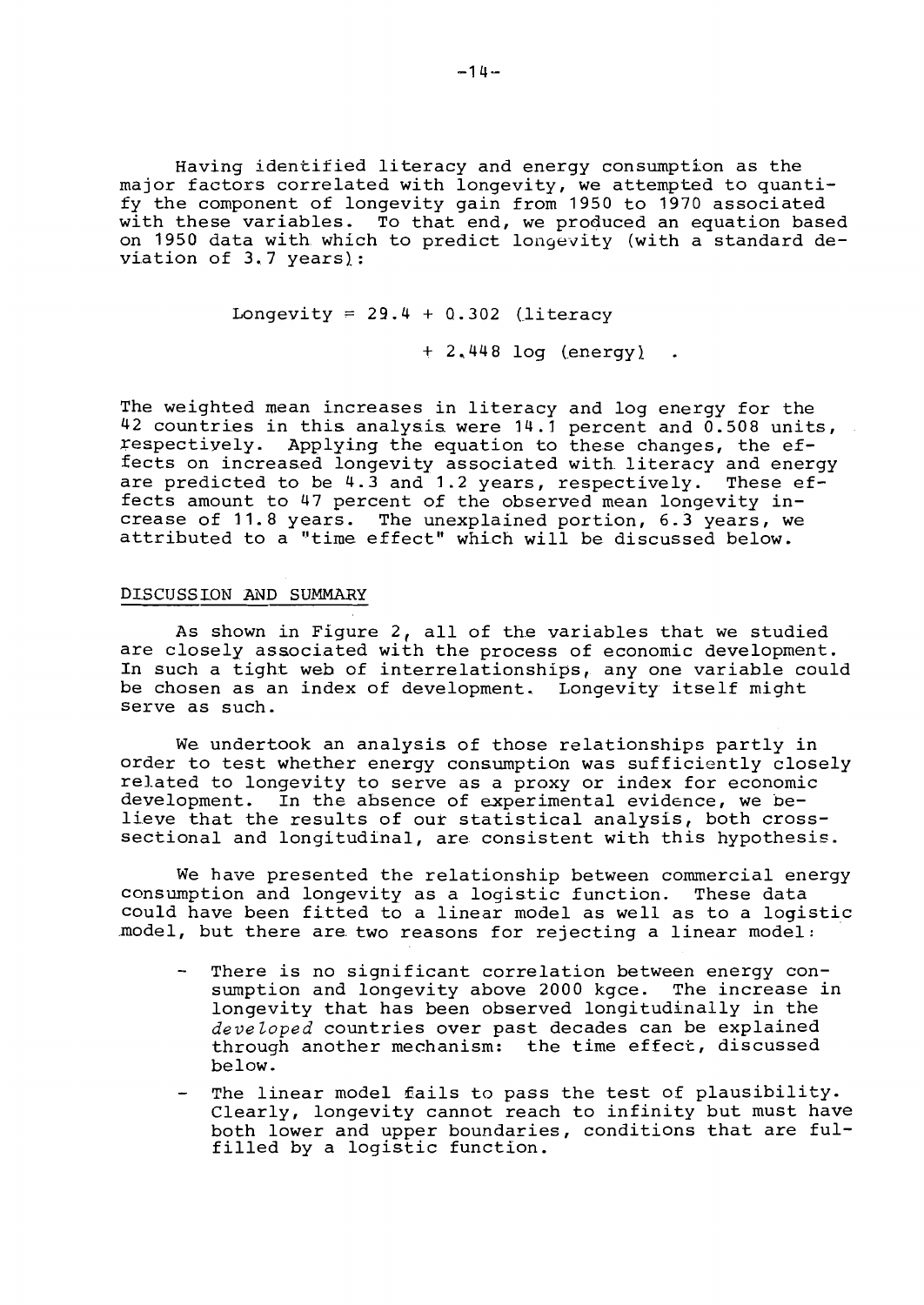Having identified literacy and energy consumption as the major factors correlated with longevity, we attempted to quantify the component of longevity gain from 1950 to 1970 associated with these variables. To that end, we produced an equation based on 1950 data with which to predict longevity (with a standard deviation of 3.7 years):

$$\text{Longevity} = 29.4 + 0.302\ (\text{literacy}) + 2.448\ \log\ (\text{energy})\ .$$

The weighted mean increases in literacy and log energy for the 42 countries in this analysis were 14.1 percent and 0.508 units, respectively. Applying the equation to these changes, the effects on increased longevity associated with literacy and energy are predicted to be 4.3 and 1.2 years, respectively. These effects amount to 47 percent of the observed mean longevity increase of 11.8 years. The unexplained portion, 6.3 years, we attributed to a "time effect" which will be discussed below.

## DISCUSSION AND SUMMARY

As shown in Figure 2, all of the variables that we studied are closely associated with the process of economic development. In such a tight web of interrelationships, any one variable could be chosen as an index of development. Longevity itself might serve as such.

We undertook an analysis of those relationships partly in order to test whether energy consumption was sufficiently closely related to longevity to serve as a proxy or index for economic development. In the absence of experimental evidence, we believe that the results of our statistical analysis, both cross-sectional and longitudinal, are consistent with this hypothesis.

We have presented the relationship between commercial energy consumption and longevity as a logistic function. These data could have been fitted to a linear model as well as to a logistic model, but there are two reasons for rejecting a linear model:

- There is no significant correlation between energy consumption and longevity above 2000 kgce. The increase in longevity that has been observed longitudinally in the *developed* countries over past decades can be explained through another mechanism: the time effect, discussed below.
- The linear model fails to pass the test of plausibility. Clearly, longevity cannot reach to infinity but must have both lower and upper boundaries, conditions that are fulfilled by a logistic function.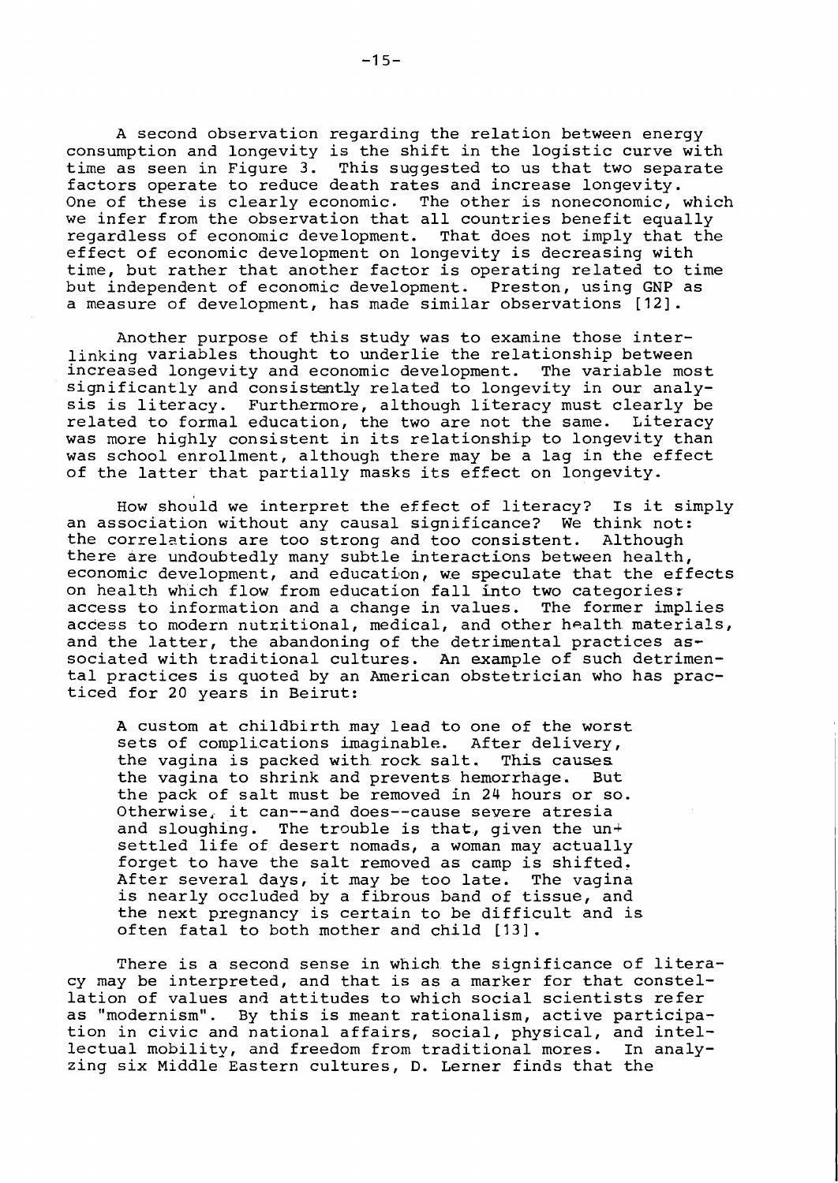A second observation regarding the relation between energy consumption and longevity is the shift in the logistic curve with time as seen in Figure 3. This suggested to us that two separate factors operate to reduce death rates and increase longevity. One of these is clearly economic. The other is noneconomic, which we infer from the observation that all countries benefit equally regardless of economic development. That does not imply that the effect of economic development on longevity is decreasing with time, but rather that another factor is operating related to time but independent of economic development. Preston, using GNP as a measure of development, has made similar observations [12].

Another purpose of this study was to examine those interlinking variables thought to underlie the relationship between increased longevity and economic development. The variable most significantly and consistently related to longevity in our analysis is literacy. Furthermore, although literacy must clearly be related to formal education, the two are not the same. Literacy was more highly consistent in its relationship to longevity than was school enrollment, although there may be a lag in the effect of the latter that partially masks its effect on longevity.

How should we interpret the effect of literacy? Is it simply an association without any causal significance? We think not: the correlations are too strong and too consistent. Although there are undoubtedly many subtle interactions between health, economic development, and education, we speculate that the effects on health which flow from education fall into two categories: access to information and a change in values. The former implies access to modern nutritional, medical, and other health materials, and the latter, the abandoning of the detrimental practices associated with traditional cultures. An example of such detrimental practices is quoted by an American obstetrician who has practiced for 20 years in Beirut:

> A custom at childbirth may lead to one of the worst sets of complications imaginable. After delivery, the vagina is packed with rock salt. This causes the vagina to shrink and prevents hemorrhage. But the pack of salt must be removed in 24 hours or so. Otherwise, it can--and does--cause severe atresia and sloughing. The trouble is that, given the unsettled life of desert nomads, a woman may actually forget to have the salt removed as camp is shifted. After several days, it may be too late. The vagina is nearly occluded by a fibrous band of tissue, and the next pregnancy is certain to be difficult and is often fatal to both mother and child [13].

There is a second sense in which the significance of literacy may be interpreted, and that is as a marker for that constellation of values and attitudes to which social scientists refer as "modernism". By this is meant rationalism, active participation in civic and national affairs, social, physical, and intellectual mobility, and freedom from traditional mores. In analyzing six Middle Eastern cultures, D. Lerner finds that the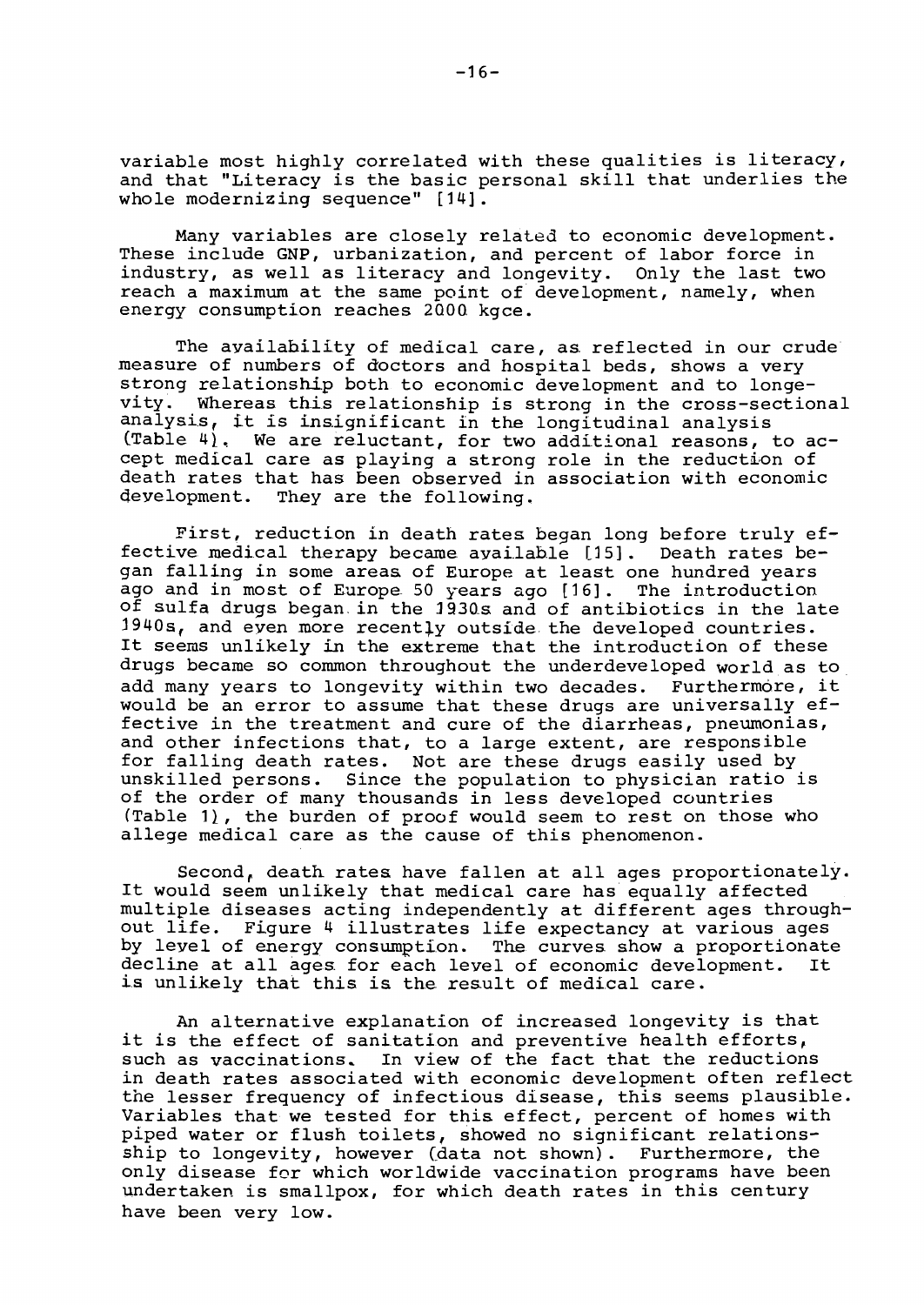variable most highly correlated with these qualities is literacy, and that "Literacy is the basic personal skill that underlies the whole modernizing sequence" [14].

Many variables are closely related to economic development. These include GNP, urbanization, and percent of labor force in industry, as well as literacy and longevity. Only the last two reach a maximum at the same point of development, namely, when energy consumption reaches 2000 kgce.

The availability of medical care, as reflected in our crude measure of numbers of doctors and hospital beds, shows a very strong relationship both to economic development and to longevity. Whereas this relationship is strong in the cross-sectional analysis, it is insignificant in the longitudinal analysis (Table 4). We are reluctant, for two additional reasons, to accept medical care as playing a strong role in the reduction of death rates that has been observed in association with economic development. They are the following.

First, reduction in death rates began long before truly effective medical therapy became available [15]. Death rates began falling in some areas of Europe at least one hundred years ago and in most of Europe 50 years ago [16]. The introduction of sulfa drugs began in the 1930s and of antibiotics in the late 1940s, and even more recently outside the developed countries. It seems unlikely in the extreme that the introduction of these drugs became so common throughout the underdeveloped world as to add many years to longevity within two decades. Furthermore, it would be an error to assume that these drugs are universally effective in the treatment and cure of the diarrheas, pneumonias, and other infections that, to a large extent, are responsible for falling death rates. Not are these drugs easily used by unskilled persons. Since the population to physician ratio is of the order of many thousands in less developed countries (Table 1), the burden of proof would seem to rest on those who allege medical care as the cause of this phenomenon.

Second, death rates have fallen at all ages proportionately. It would seem unlikely that medical care has equally affected multiple diseases acting independently at different ages throughout life. Figure 4 illustrates life expectancy at various ages by level of energy consumption. The curves show a proportionate decline at all ages for each level of economic development. It is unlikely that this is the result of medical care.

An alternative explanation of increased longevity is that it is the effect of sanitation and preventive health efforts, such as vaccinations. In view of the fact that the reductions in death rates associated with economic development often reflect the lesser frequency of infectious disease, this seems plausible. Variables that we tested for this effect, percent of homes with piped water or flush toilets, showed no significant relationship to longevity, however (data not shown). Furthermore, the only disease for which worldwide vaccination programs have been undertaken is smallpox, for which death rates in this century have been very low.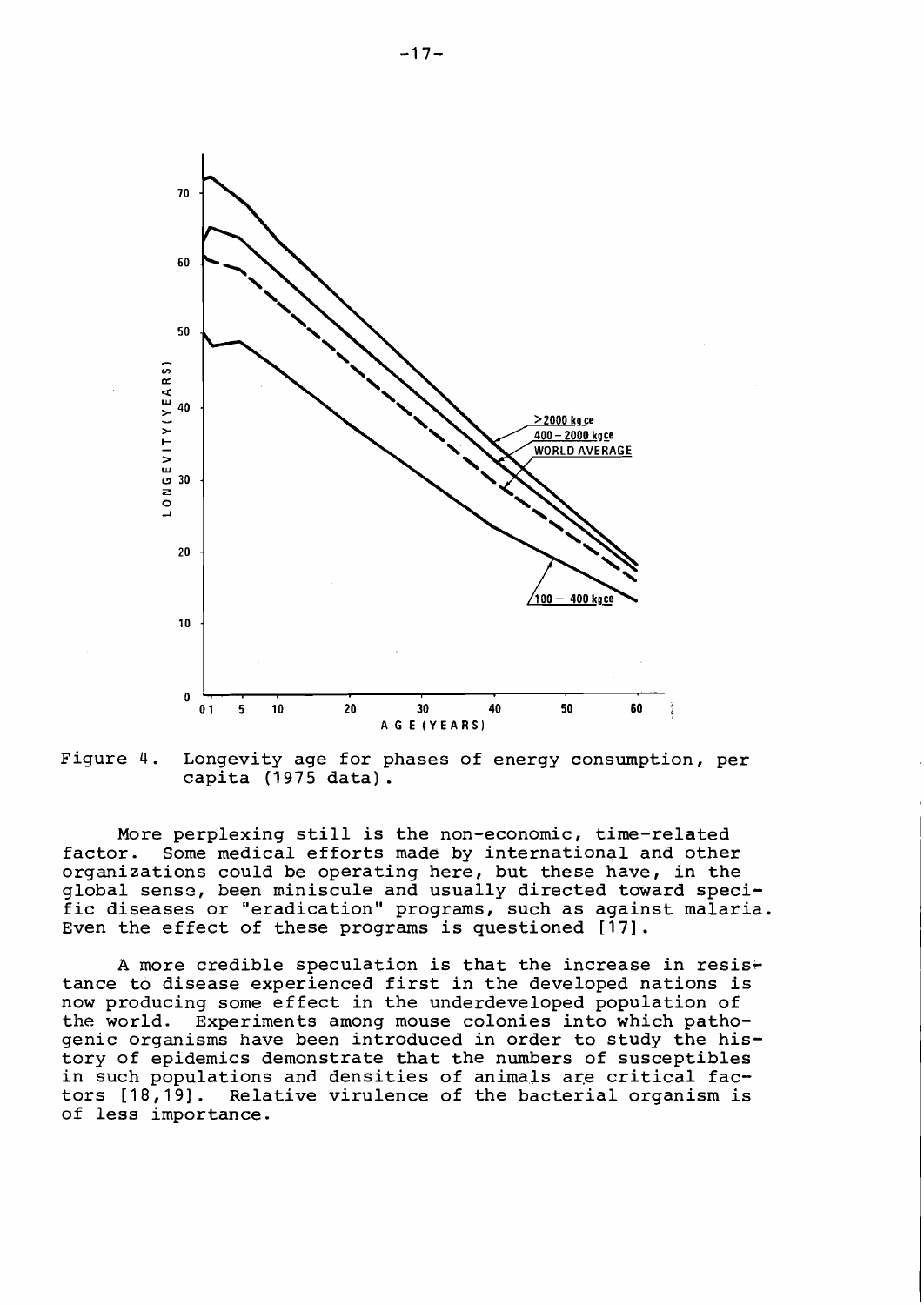Figure 4. Longevity age for phases of energy consumption, per capita (1975 data).

More perplexing still is the non-economic, time-related factor. Some medical efforts made by international and other organizations could be operating here, but these have, in the global sense, been miniscule and usually directed toward specific diseases or "eradication" programs, such as against malaria. Even the effect of these programs is questioned [17].

A more credible speculation is that the increase in resistance to disease experienced first in the developed nations is now producing some effect in the underdeveloped population of the world. Experiments among mouse colonies into which pathogenic organisms have been introduced in order to study the history of epidemics demonstrate that the numbers of susceptibles in such populations and densities of animals are critical factors [18,19]. Relative virulence of the bacterial organism is of less importance.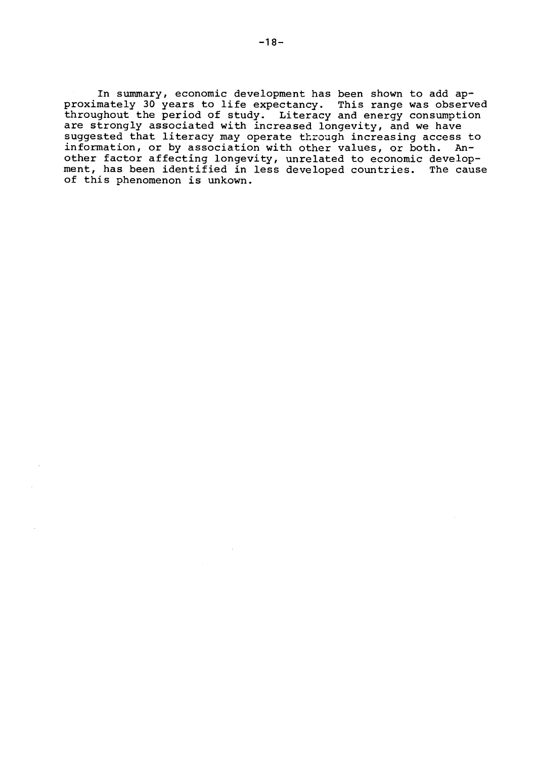In summary, economic development has been shown to add approximately 30 years to life expectancy. This range was observed throughout the period of study. Literacy and energy consumption are strongly associated with increased longevity, and we have suggested that literacy may operate through increasing access to information, or by association with other values, or both. Another factor affecting longevity, unrelated to economic development, has been identified in less developed countries. The cause of this phenomenon is unkown.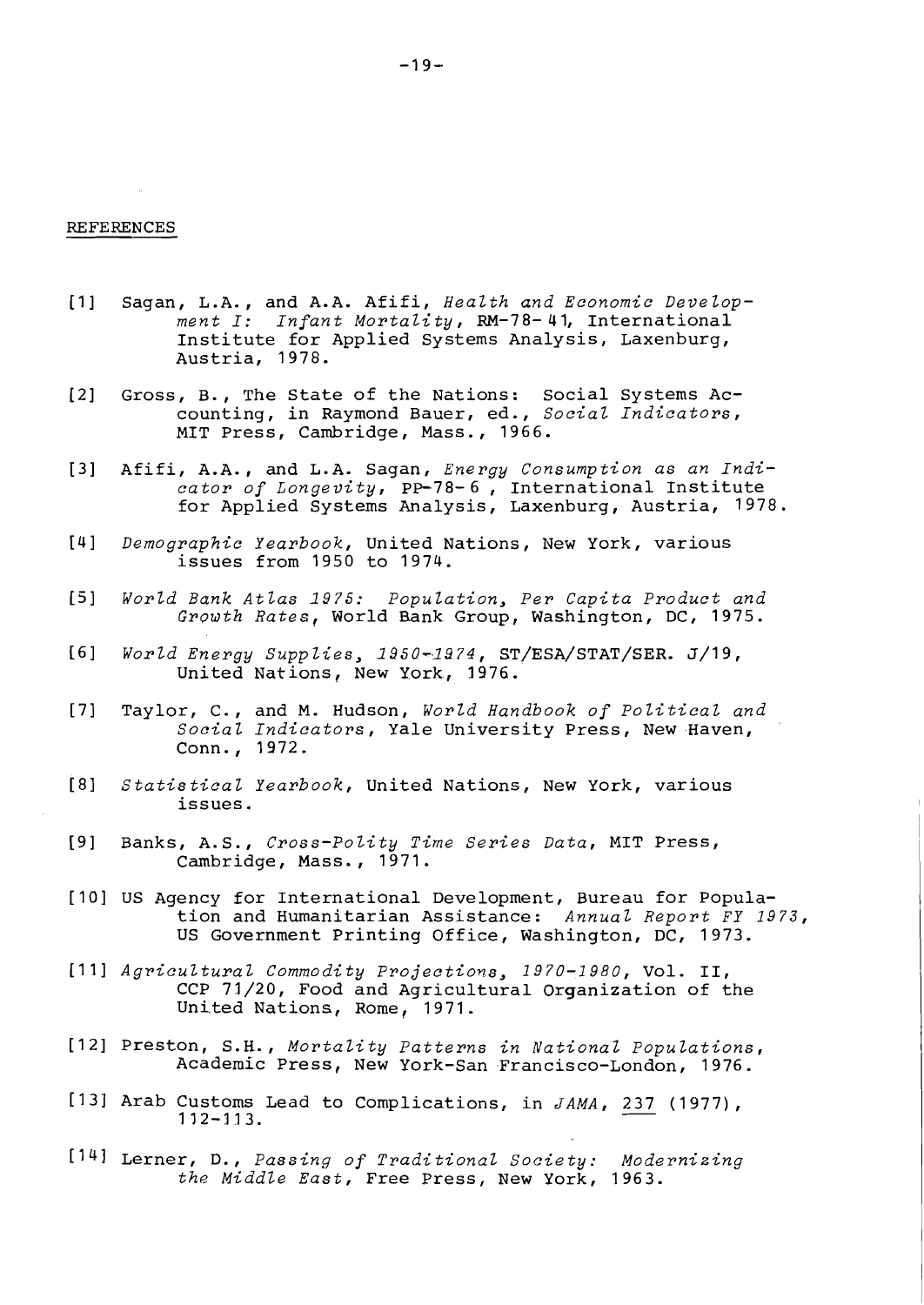## REFERENCES

[1] Sagan, L.A., and A.A. Afifi, *Health and Economic Development I: Infant Mortality*, RM-78-41, International Institute for Applied Systems Analysis, Laxenburg, Austria, 1978.

[2] Gross, B., The State of the Nations: Social Systems Accounting, in Raymond Bauer, ed., *Social Indicators*, MIT Press, Cambridge, Mass., 1966.

[3] Afifi, A.A., and L.A. Sagan, *Energy Consumption as an Indicator of Longevity*, PP-78-6, International Institute for Applied Systems Analysis, Laxenburg, Austria, 1978.

[4] *Demographic Yearbook*, United Nations, New York, various issues from 1950 to 1974.

[5] *World Bank Atlas 1975: Population, Per Capita Product and Growth Rates*, World Bank Group, Washington, DC, 1975.

[6] *World Energy Supplies, 1950-1974*, ST/ESA/STAT/SER. J/19, United Nations, New York, 1976.

[7] Taylor, C., and M. Hudson, *World Handbook of Political and Social Indicators*, Yale University Press, New Haven, Conn., 1972.

[8] *Statistical Yearbook*, United Nations, New York, various issues.

[9] Banks, A.S., *Cross-Polity Time Series Data*, MIT Press, Cambridge, Mass., 1971.

[10] US Agency for International Development, Bureau for Population and Humanitarian Assistance: *Annual Report FY 1973*, US Government Printing Office, Washington, DC, 1973.

[11] *Agricultural Commodity Projections, 1970-1980*, Vol. II, CCP 71/20, Food and Agricultural Organization of the United Nations, Rome, 1971.

[12] Preston, S.H., *Mortality Patterns in National Populations*, Academic Press, New York-San Francisco-London, 1976.

[13] Arab Customs Lead to Complications, in *JAMA*, 237 (1977), 112-113.

[14] Lerner, D., *Passing of Traditional Society: Modernizing the Middle East*, Free Press, New York, 1963.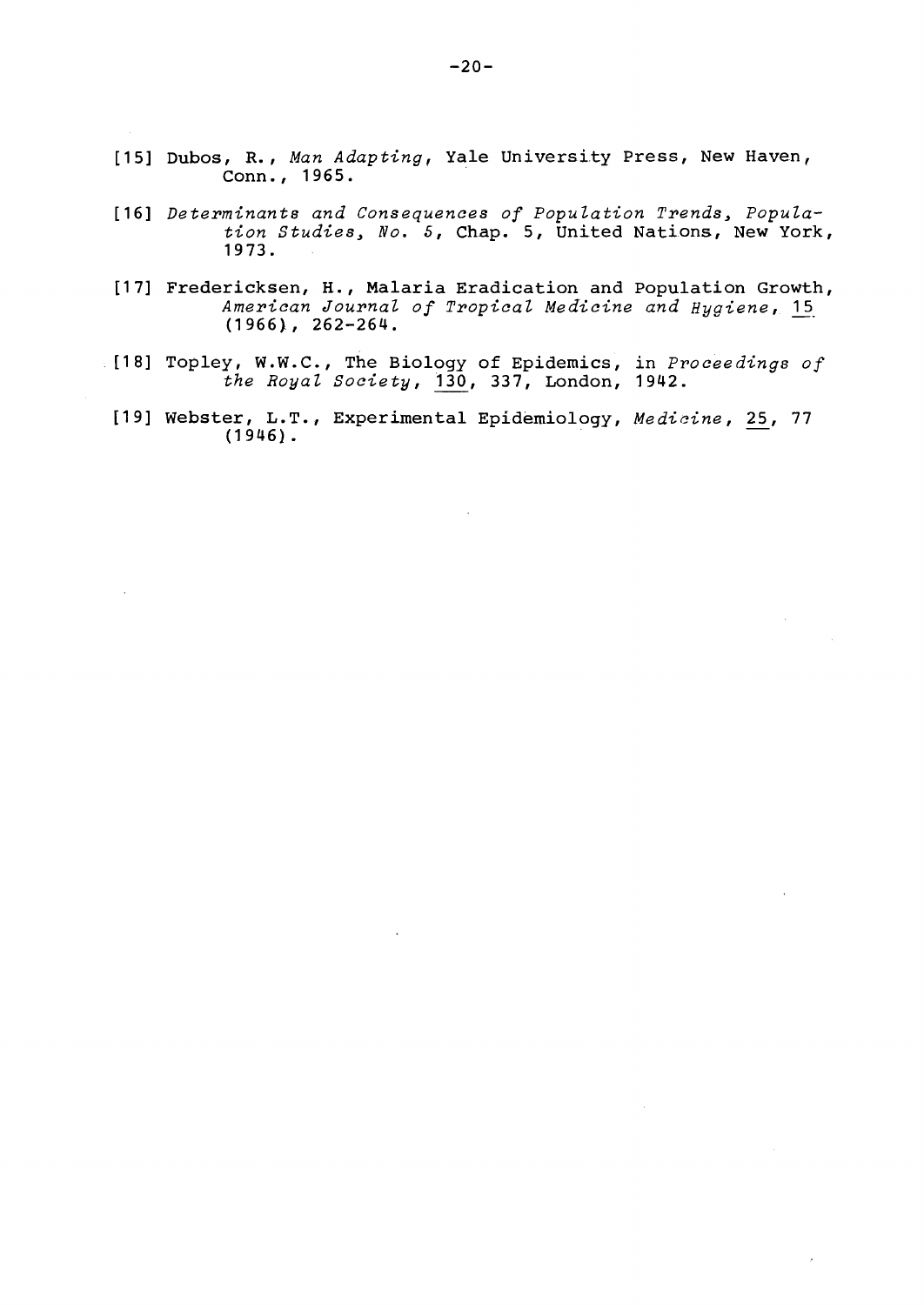[15] Dubos, R., *Man Adapting*, Yale University Press, New Haven, Conn., 1965.

[16] *Determinants and Consequences of Population Trends, Population Studies, No. 5*, Chap. 5, United Nations, New York, 1973.

[17] Fredericksen, H., Malaria Eradication and Population Growth, *American Journal of Tropical Medicine and Hygiene*, 15 (1966), 262-264.

[18] Topley, W.W.C., The Biology of Epidemics, in *Proceedings of the Royal Society*, 130, 337, London, 1942.

[19] Webster, L.T., Experimental Epidemiology, *Medicine*, 25, 77 (1946).